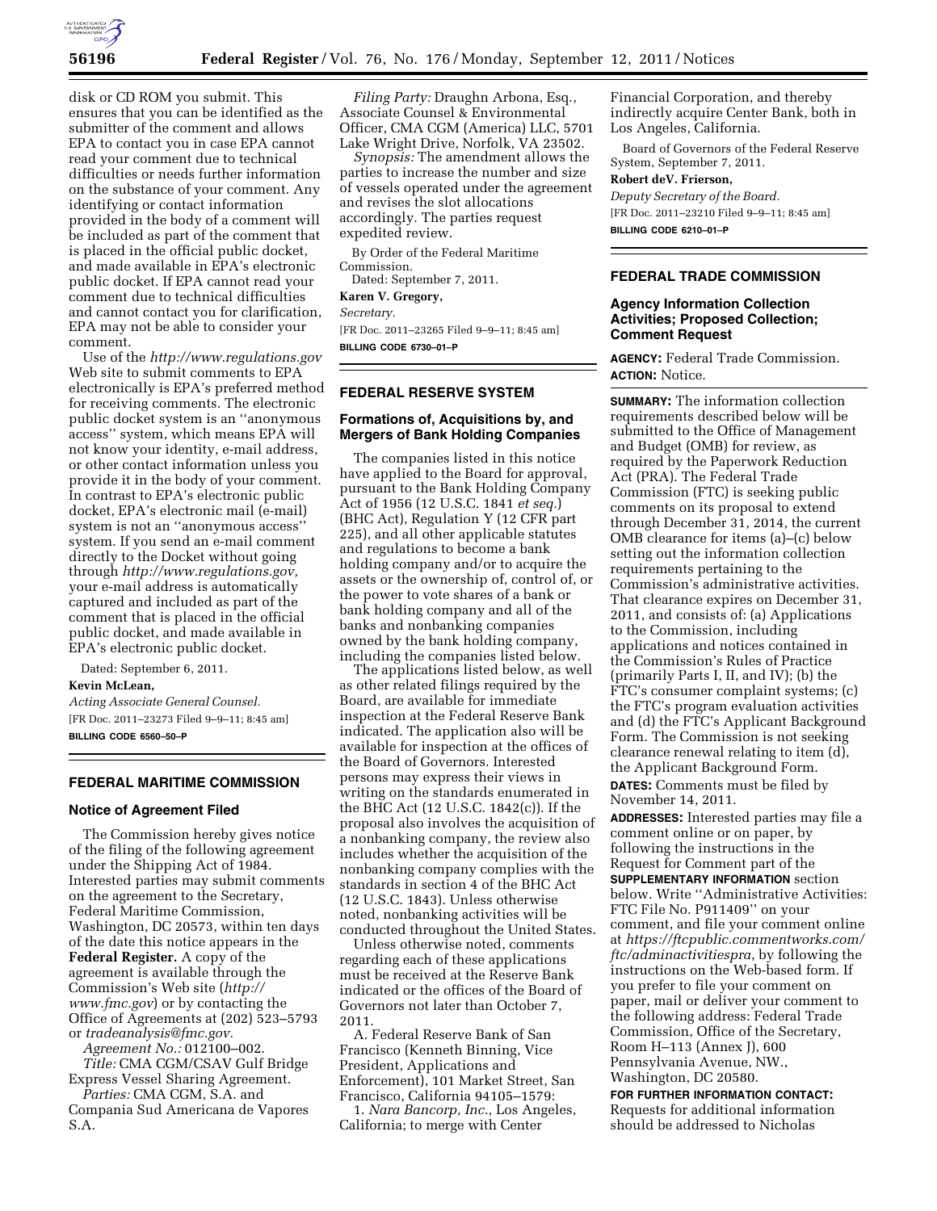disk or CD ROM you submit. This ensures that you can be identified as the submitter of the comment and allows EPA to contact you in case EPA cannot read your comment due to technical difficulties or needs further information on the substance of your comment. Any identifying or contact information provided in the body of a comment will be included as part of the comment that is placed in the official public docket, and made available in EPA's electronic public docket. If EPA cannot read your comment due to technical difficulties and cannot contact you for clarification, EPA may not be able to consider your comment.

Use of the *http://www.regulations.gov* Web site to submit comments to EPA electronically is EPA's preferred method for receiving comments. The electronic public docket system is an ''anonymous access'' system, which means EPA will not know your identity, e-mail address, or other contact information unless you provide it in the body of your comment. In contrast to EPA's electronic public docket, EPA's electronic mail (e-mail) system is not an ''anonymous access'' system. If you send an e-mail comment directly to the Docket without going through *http://www.regulations.gov,* your e-mail address is automatically captured and included as part of the comment that is placed in the official public docket, and made available in EPA's electronic public docket.

Dated: September 6, 2011.

**Kevin McLean,**

*Acting Associate General Counsel.*

[FR Doc. 2011–23273 Filed 9–9–11; 8:45 am]

**BILLING CODE 6560–50–P**

## FEDERAL MARITIME COMMISSION

### Notice of Agreement Filed

The Commission hereby gives notice of the filing of the following agreement under the Shipping Act of 1984. Interested parties may submit comments on the agreement to the Secretary, Federal Maritime Commission, Washington, DC 20573, within ten days of the date this notice appears in the **Federal Register.** A copy of the agreement is available through the Commission's Web site (*http://www.fmc.gov*) or by contacting the Office of Agreements at (202) 523–5793 or *tradeanalysis@fmc.gov.*

*Agreement No.:* 012100–002.

*Title:* CMA CGM/CSAV Gulf Bridge Express Vessel Sharing Agreement.

*Parties:* CMA CGM, S.A. and Compania Sud Americana de Vapores S.A.

*Filing Party:* Draughn Arbona, Esq., Associate Counsel & Environmental Officer, CMA CGM (America) LLC, 5701 Lake Wright Drive, Norfolk, VA 23502.

*Synopsis:* The amendment allows the parties to increase the number and size of vessels operated under the agreement and revises the slot allocations accordingly. The parties request expedited review.

By Order of the Federal Maritime Commission.

Dated: September 7, 2011.

**Karen V. Gregory,**

*Secretary.*

[FR Doc. 2011–23265 Filed 9–9–11; 8:45 am]

**BILLING CODE 6730–01–P**

## FEDERAL RESERVE SYSTEM

### Formations of, Acquisitions by, and Mergers of Bank Holding Companies

The companies listed in this notice have applied to the Board for approval, pursuant to the Bank Holding Company Act of 1956 (12 U.S.C. 1841 *et seq.*) (BHC Act), Regulation Y (12 CFR part 225), and all other applicable statutes and regulations to become a bank holding company and/or to acquire the assets or the ownership of, control of, or the power to vote shares of a bank or bank holding company and all of the banks and nonbanking companies owned by the bank holding company, including the companies listed below.

The applications listed below, as well as other related filings required by the Board, are available for immediate inspection at the Federal Reserve Bank indicated. The application also will be available for inspection at the offices of the Board of Governors. Interested persons may express their views in writing on the standards enumerated in the BHC Act (12 U.S.C. 1842(c)). If the proposal also involves the acquisition of a nonbanking company, the review also includes whether the acquisition of the nonbanking company complies with the standards in section 4 of the BHC Act (12 U.S.C. 1843). Unless otherwise noted, nonbanking activities will be conducted throughout the United States.

Unless otherwise noted, comments regarding each of these applications must be received at the Reserve Bank indicated or the offices of the Board of Governors not later than October 7, 2011.

A. Federal Reserve Bank of San Francisco (Kenneth Binning, Vice President, Applications and Enforcement), 101 Market Street, San Francisco, California 94105–1579:

1. *Nara Bancorp, Inc.,* Los Angeles, California; to merge with Center Financial Corporation, and thereby indirectly acquire Center Bank, both in Los Angeles, California.

Board of Governors of the Federal Reserve System, September 7, 2011.

**Robert deV. Frierson,**

*Deputy Secretary of the Board.*

[FR Doc. 2011–23210 Filed 9–9–11; 8:45 am]

**BILLING CODE 6210–01–P**

## FEDERAL TRADE COMMISSION

### Agency Information Collection Activities; Proposed Collection; Comment Request

**AGENCY:** Federal Trade Commission.

**ACTION:** Notice.

**SUMMARY:** The information collection requirements described below will be submitted to the Office of Management and Budget (OMB) for review, as required by the Paperwork Reduction Act (PRA). The Federal Trade Commission (FTC) is seeking public comments on its proposal to extend through December 31, 2014, the current OMB clearance for items (a)–(c) below setting out the information collection requirements pertaining to the Commission's administrative activities. That clearance expires on December 31, 2011, and consists of: (a) Applications to the Commission, including applications and notices contained in the Commission's Rules of Practice (primarily Parts I, II, and IV); (b) the FTC's consumer complaint systems; (c) the FTC's program evaluation activities and (d) the FTC's Applicant Background Form. The Commission is not seeking clearance renewal relating to item (d), the Applicant Background Form.

**DATES:** Comments must be filed by November 14, 2011.

**ADDRESSES:** Interested parties may file a comment online or on paper, by following the instructions in the Request for Comment part of the **SUPPLEMENTARY INFORMATION** section below. Write ''Administrative Activities: FTC File No. P911409'' on your comment, and file your comment online at *https://ftcpublic.commentworks.com/ftc/adminactivitiespra*, by following the instructions on the Web-based form. If you prefer to file your comment on paper, mail or deliver your comment to the following address: Federal Trade Commission, Office of the Secretary, Room H–113 (Annex J), 600 Pennsylvania Avenue, NW., Washington, DC 20580.

**FOR FURTHER INFORMATION CONTACT:** Requests for additional information should be addressed to Nicholas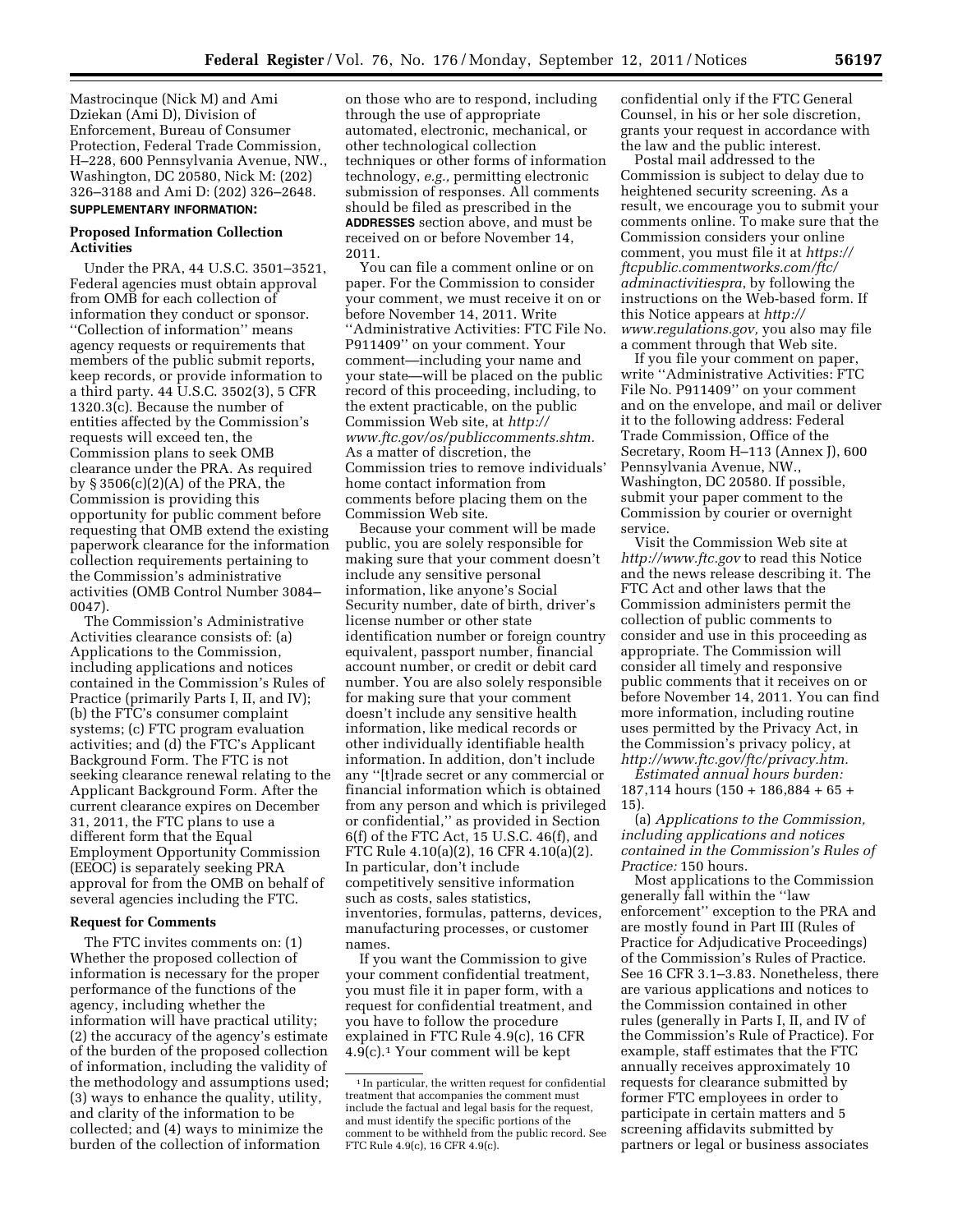Mastrocinque (Nick M) and Ami Dziekan (Ami D), Division of Enforcement, Bureau of Consumer Protection, Federal Trade Commission, H–228, 600 Pennsylvania Avenue, NW., Washington, DC 20580, Nick M: (202) 326–3188 and Ami D: (202) 326–2648.

**SUPPLEMENTARY INFORMATION:**

### Proposed Information Collection Activities

Under the PRA, 44 U.S.C. 3501–3521, Federal agencies must obtain approval from OMB for each collection of information they conduct or sponsor. ''Collection of information'' means agency requests or requirements that members of the public submit reports, keep records, or provide information to a third party. 44 U.S.C. 3502(3), 5 CFR 1320.3(c). Because the number of entities affected by the Commission's requests will exceed ten, the Commission plans to seek OMB clearance under the PRA. As required by § 3506(c)(2)(A) of the PRA, the Commission is providing this opportunity for public comment before requesting that OMB extend the existing paperwork clearance for the information collection requirements pertaining to the Commission's administrative activities (OMB Control Number 3084–0047).

The Commission's Administrative Activities clearance consists of: (a) Applications to the Commission, including applications and notices contained in the Commission's Rules of Practice (primarily Parts I, II, and IV); (b) the FTC's consumer complaint systems; (c) FTC program evaluation activities; and (d) the FTC's Applicant Background Form. The FTC is not seeking clearance renewal relating to the Applicant Background Form. After the current clearance expires on December 31, 2011, the FTC plans to use a different form that the Equal Employment Opportunity Commission (EEOC) is separately seeking PRA approval for from the OMB on behalf of several agencies including the FTC.

### Request for Comments

The FTC invites comments on: (1) Whether the proposed collection of information is necessary for the proper performance of the functions of the agency, including whether the information will have practical utility; (2) the accuracy of the agency's estimate of the burden of the proposed collection of information, including the validity of the methodology and assumptions used; (3) ways to enhance the quality, utility, and clarity of the information to be collected; and (4) ways to minimize the burden of the collection of information on those who are to respond, including through the use of appropriate automated, electronic, mechanical, or other technological collection techniques or other forms of information technology, *e.g.*, permitting electronic submission of responses. All comments should be filed as prescribed in the **ADDRESSES** section above, and must be received on or before November 14, 2011.

You can file a comment online or on paper. For the Commission to consider your comment, we must receive it on or before November 14, 2011. Write ''Administrative Activities: FTC File No. P911409'' on your comment. Your comment—including your name and your state—will be placed on the public record of this proceeding, including, to the extent practicable, on the public Commission Web site, at *http://www.ftc.gov/os/publiccomments.shtm*. As a matter of discretion, the Commission tries to remove individuals' home contact information from comments before placing them on the Commission Web site.

Because your comment will be made public, you are solely responsible for making sure that your comment doesn't include any sensitive personal information, like anyone's Social Security number, date of birth, driver's license number or other state identification number or foreign country equivalent, passport number, financial account number, or credit or debit card number. You are also solely responsible for making sure that your comment doesn't include any sensitive health information, like medical records or other individually identifiable health information. In addition, don't include any ''[t]rade secret or any commercial or financial information which is obtained from any person and which is privileged or confidential,'' as provided in Section 6(f) of the FTC Act, 15 U.S.C. 46(f), and FTC Rule 4.10(a)(2), 16 CFR 4.10(a)(2). In particular, don't include competitively sensitive information such as costs, sales statistics, inventories, formulas, patterns, devices, manufacturing processes, or customer names.

If you want the Commission to give your comment confidential treatment, you must file it in paper form, with a request for confidential treatment, and you have to follow the procedure explained in FTC Rule 4.9(c), 16 CFR 4.9(c).[1] Your comment will be kept confidential only if the FTC General Counsel, in his or her sole discretion, grants your request in accordance with the law and the public interest.

Postal mail addressed to the Commission is subject to delay due to heightened security screening. As a result, we encourage you to submit your comments online. To make sure that the Commission considers your online comment, you must file it at *https://ftcpublic.commentworks.com/ftc/adminactivitiespra*, by following the instructions on the Web-based form. If this Notice appears at *http://www.regulations.gov*, you also may file a comment through that Web site.

If you file your comment on paper, write ''Administrative Activities: FTC File No. P911409'' on your comment and on the envelope, and mail or deliver it to the following address: Federal Trade Commission, Office of the Secretary, Room H–113 (Annex J), 600 Pennsylvania Avenue, NW., Washington, DC 20580. If possible, submit your paper comment to the Commission by courier or overnight service.

Visit the Commission Web site at *http://www.ftc.gov* to read this Notice and the news release describing it. The FTC Act and other laws that the Commission administers permit the collection of public comments to consider and use in this proceeding as appropriate. The Commission will consider all timely and responsive public comments that it receives on or before November 14, 2011. You can find more information, including routine uses permitted by the Privacy Act, in the Commission's privacy policy, at *http://www.ftc.gov/ftc/privacy.htm*.

*Estimated annual hours burden:* 187,114 hours (150 + 186,884 + 65 + 15).

(a) *Applications to the Commission, including applications and notices contained in the Commission's Rules of Practice:* 150 hours.

Most applications to the Commission generally fall within the ''law enforcement'' exception to the PRA and are mostly found in Part III (Rules of Practice for Adjudicative Proceedings) of the Commission's Rules of Practice. See 16 CFR 3.1–3.83. Nonetheless, there are various applications and notices to the Commission contained in other rules (generally in Parts I, II, and IV of the Commission's Rule of Practice). For example, staff estimates that the FTC annually receives approximately 10 requests for clearance submitted by former FTC employees in order to participate in certain matters and 5 screening affidavits submitted by partners or legal or business associates

---

[1] In particular, the written request for confidential treatment that accompanies the comment must include the factual and legal basis for the request, and must identify the specific portions of the comment to be withheld from the public record. See FTC Rule 4.9(c), 16 CFR 4.9(c).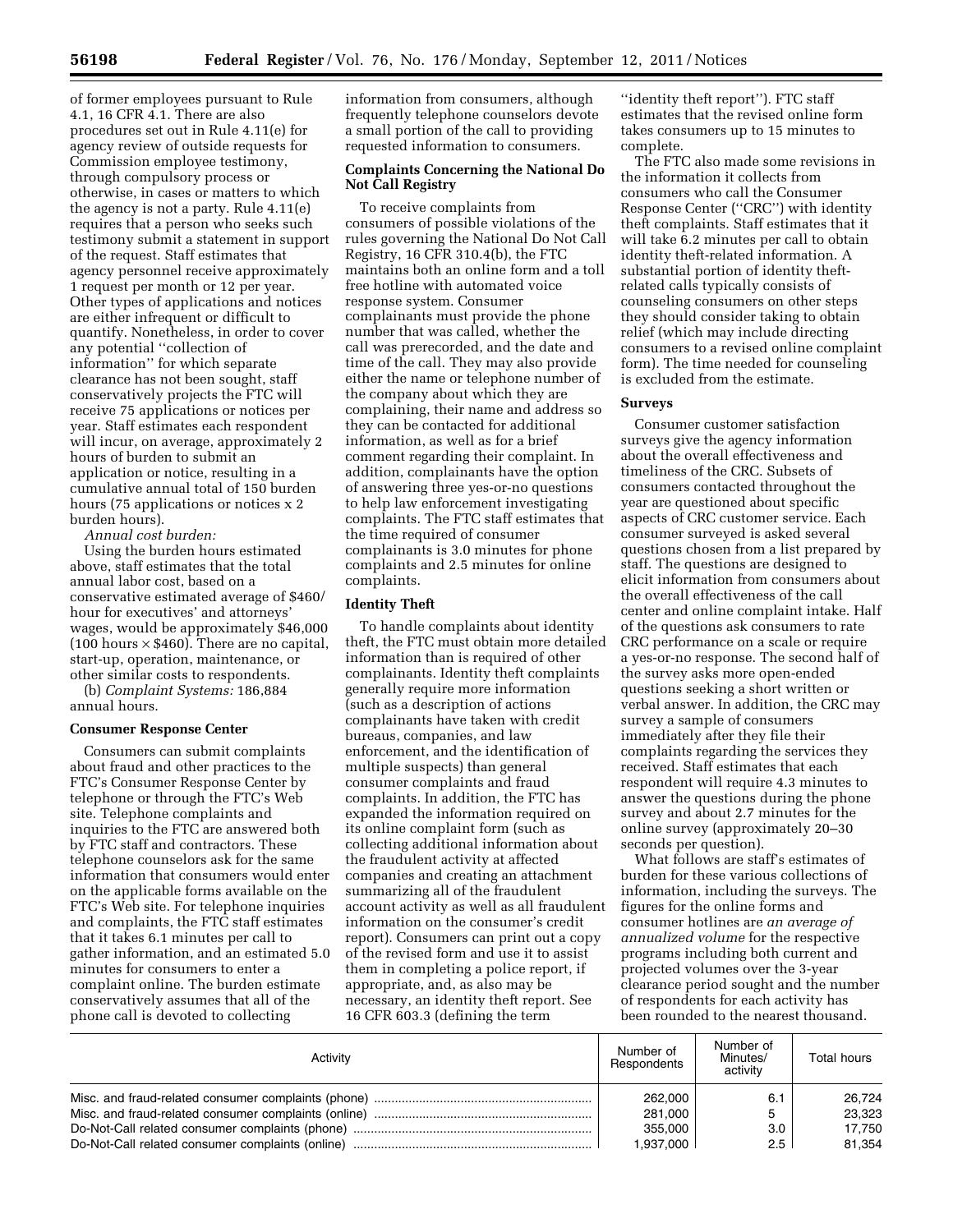of former employees pursuant to Rule 4.1, 16 CFR 4.1. There are also procedures set out in Rule 4.11(e) for agency review of outside requests for Commission employee testimony, through compulsory process or otherwise, in cases or matters to which the agency is not a party. Rule 4.11(e) requires that a person who seeks such testimony submit a statement in support of the request. Staff estimates that agency personnel receive approximately 1 request per month or 12 per year. Other types of applications and notices are either infrequent or difficult to quantify. Nonetheless, in order to cover any potential ''collection of information'' for which separate clearance has not been sought, staff conservatively projects the FTC will receive 75 applications or notices per year. Staff estimates each respondent will incur, on average, approximately 2 hours of burden to submit an application or notice, resulting in a cumulative annual total of 150 burden hours (75 applications or notices x 2 burden hours).

*Annual cost burden:*

Using the burden hours estimated above, staff estimates that the total annual labor cost, based on a conservative estimated average of $460/hour for executives' and attorneys' wages, would be approximately $46,000 (100 hours × $460). There are no capital, start-up, operation, maintenance, or other similar costs to respondents.

(b) *Complaint Systems:* 186,884 annual hours.

**Consumer Response Center**

Consumers can submit complaints about fraud and other practices to the FTC's Consumer Response Center by telephone or through the FTC's Web site. Telephone complaints and inquiries to the FTC are answered both by FTC staff and contractors. These telephone counselors ask for the same information that consumers would enter on the applicable forms available on the FTC's Web site. For telephone inquiries and complaints, the FTC staff estimates that it takes 6.1 minutes per call to gather information, and an estimated 5.0 minutes for consumers to enter a complaint online. The burden estimate conservatively assumes that all of the phone call is devoted to collecting information from consumers, although frequently telephone counselors devote a small portion of the call to providing requested information to consumers.

**Complaints Concerning the National Do Not Call Registry**

To receive complaints from consumers of possible violations of the rules governing the National Do Not Call Registry, 16 CFR 310.4(b), the FTC maintains both an online form and a toll free hotline with automated voice response system. Consumer complainants must provide the phone number that was called, whether the call was prerecorded, and the date and time of the call. They may also provide either the name or telephone number of the company about which they are complaining, their name and address so they can be contacted for additional information, as well as for a brief comment regarding their complaint. In addition, complainants have the option of answering three yes-or-no questions to help law enforcement investigating complaints. The FTC staff estimates that the time required of consumer complainants is 3.0 minutes for phone complaints and 2.5 minutes for online complaints.

**Identity Theft**

To handle complaints about identity theft, the FTC must obtain more detailed information than is required of other complainants. Identity theft complaints generally require more information (such as a description of actions complainants have taken with credit bureaus, companies, and law enforcement, and the identification of multiple suspects) than general consumer complaints and fraud complaints. In addition, the FTC has expanded the information required on its online complaint form (such as collecting additional information about the fraudulent activity at affected companies and creating an attachment summarizing all of the fraudulent account activity as well as all fraudulent information on the consumer's credit report). Consumers can print out a copy of the revised form and use it to assist them in completing a police report, if appropriate, and, as also may be necessary, an identity theft report. See 16 CFR 603.3 (defining the term ''identity theft report''). FTC staff estimates that the revised online form takes consumers up to 15 minutes to complete.

The FTC also made some revisions in the information it collects from consumers who call the Consumer Response Center (''CRC'') with identity theft complaints. Staff estimates that it will take 6.2 minutes per call to obtain identity theft-related information. A substantial portion of identity theft-related calls typically consists of counseling consumers on other steps they should consider taking to obtain relief (which may include directing consumers to a revised online complaint form). The time needed for counseling is excluded from the estimate.

**Surveys**

Consumer customer satisfaction surveys give the agency information about the overall effectiveness and timeliness of the CRC. Subsets of consumers contacted throughout the year are questioned about specific aspects of CRC customer service. Each consumer surveyed is asked several questions chosen from a list prepared by staff. The questions are designed to elicit information from consumers about the overall effectiveness of the call center and online complaint intake. Half of the questions ask consumers to rate CRC performance on a scale or require a yes-or-no response. The second half of the survey asks more open-ended questions seeking a short written or verbal answer. In addition, the CRC may survey a sample of consumers immediately after they file their complaints regarding the services they received. Staff estimates that each respondent will require 4.3 minutes to answer the questions during the phone survey and about 2.7 minutes for the online survey (approximately 20–30 seconds per question).

What follows are staff's estimates of burden for these various collections of information, including the surveys. The figures for the online forms and consumer hotlines are *an average of annualized volume* for the respective programs including both current and projected volumes over the 3-year clearance period sought and the number of respondents for each activity has been rounded to the nearest thousand.

| Activity | Number of Respondents | Number of Minutes/ activity | Total hours |
|---|---|---|---|
| Misc. and fraud-related consumer complaints (phone) | 262,000 | 6.1 | 26,724 |
| Misc. and fraud-related consumer complaints (online) | 281,000 | 5 | 23,323 |
| Do-Not-Call related consumer complaints (phone) | 355,000 | 3.0 | 17,750 |
| Do-Not-Call related consumer complaints (online) | 1,937,000 | 2.5 | 81,354 |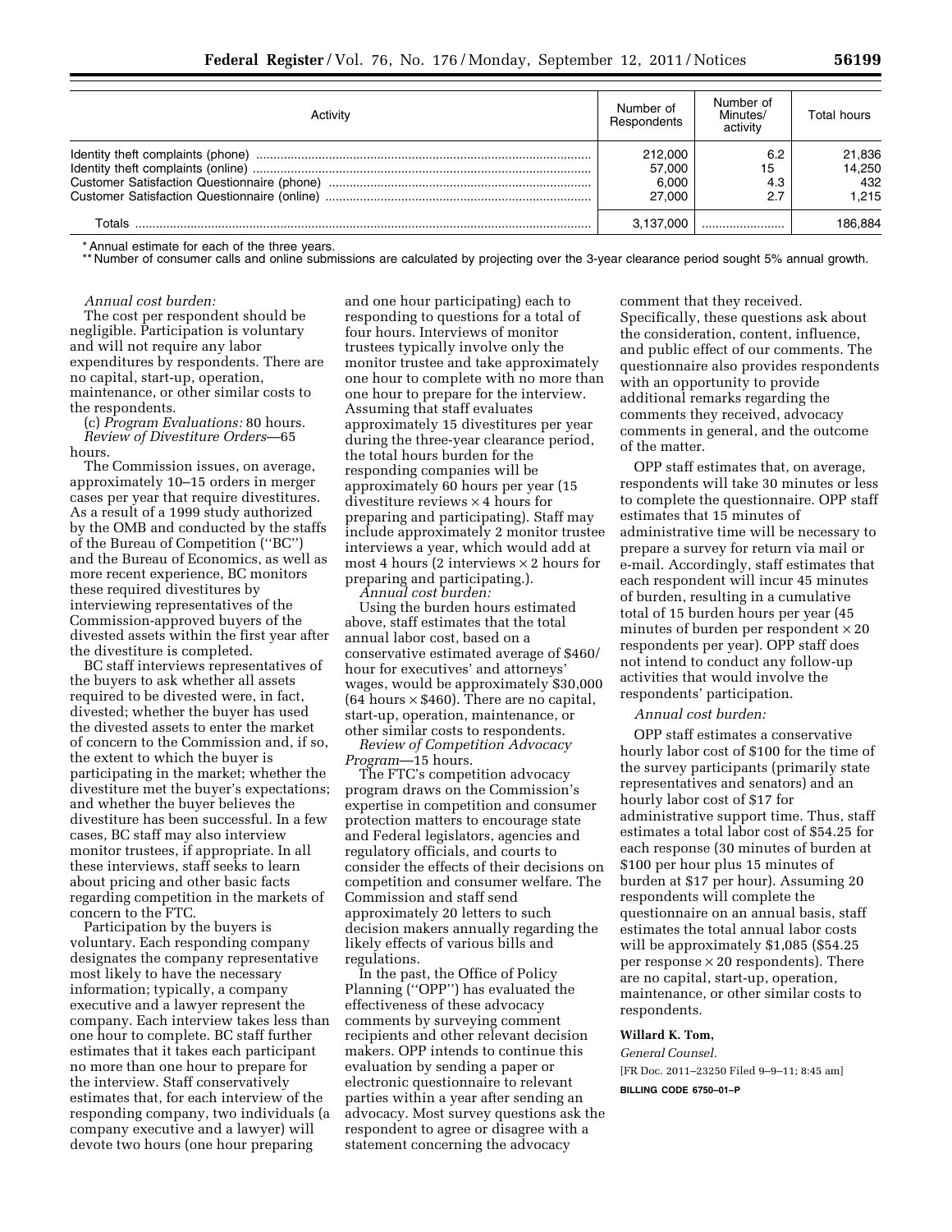| Activity | Number of Respondents | Number of Minutes/ activity | Total hours |
|---|---|---|---|
| Identity theft complaints (phone) | 212,000 | 6.2 | 21,836 |
| Identity theft complaints (online) | 57,000 | 15 | 14,250 |
| Customer Satisfaction Questionnaire (phone) | 6,000 | 4.3 | 432 |
| Customer Satisfaction Questionnaire (online) | 27,000 | 2.7 | 1,215 |
| Totals | 3,137,000 | | 186,884 |

\* Annual estimate for each of the three years.

\*\* Number of consumer calls and online submissions are calculated by projecting over the 3-year clearance period sought 5% annual growth.

*Annual cost burden:*

The cost per respondent should be negligible. Participation is voluntary and will not require any labor expenditures by respondents. There are no capital, start-up, operation, maintenance, or other similar costs to the respondents.

(c) *Program Evaluations:* 80 hours.

*Review of Divestiture Orders*—65 hours.

The Commission issues, on average, approximately 10–15 orders in merger cases per year that require divestitures. As a result of a 1999 study authorized by the OMB and conducted by the staffs of the Bureau of Competition (''BC'') and the Bureau of Economics, as well as more recent experience, BC monitors these required divestitures by interviewing representatives of the Commission-approved buyers of the divested assets within the first year after the divestiture is completed.

BC staff interviews representatives of the buyers to ask whether all assets required to be divested were, in fact, divested; whether the buyer has used the divested assets to enter the market of concern to the Commission and, if so, the extent to which the buyer is participating in the market; whether the divestiture met the buyer's expectations; and whether the buyer believes the divestiture has been successful. In a few cases, BC staff may also interview monitor trustees, if appropriate. In all these interviews, staff seeks to learn about pricing and other basic facts regarding competition in the markets of concern to the FTC.

Participation by the buyers is voluntary. Each responding company designates the company representative most likely to have the necessary information; typically, a company executive and a lawyer represent the company. Each interview takes less than one hour to complete. BC staff further estimates that it takes each participant no more than one hour to prepare for the interview. Staff conservatively estimates that, for each interview of the responding company, two individuals (a company executive and a lawyer) will devote two hours (one hour preparing and one hour participating) each to responding to questions for a total of four hours. Interviews of monitor trustees typically involve only the monitor trustee and take approximately one hour to complete with no more than one hour to prepare for the interview. Assuming that staff evaluates approximately 15 divestitures per year during the three-year clearance period, the total hours burden for the responding companies will be approximately 60 hours per year (15 divestiture reviews × 4 hours for preparing and participating). Staff may include approximately 2 monitor trustee interviews a year, which would add at most 4 hours (2 interviews × 2 hours for preparing and participating.).

*Annual cost burden:*

Using the burden hours estimated above, staff estimates that the total annual labor cost, based on a conservative estimated average of $460/hour for executives' and attorneys' wages, would be approximately $30,000 (64 hours × $460). There are no capital, start-up, operation, maintenance, or other similar costs to respondents.

*Review of Competition Advocacy Program*—15 hours.

The FTC's competition advocacy program draws on the Commission's expertise in competition and consumer protection matters to encourage state and Federal legislators, agencies and regulatory officials, and courts to consider the effects of their decisions on competition and consumer welfare. The Commission and staff send approximately 20 letters to such decision makers annually regarding the likely effects of various bills and regulations.

In the past, the Office of Policy Planning (''OPP'') has evaluated the effectiveness of these advocacy comments by surveying comment recipients and other relevant decision makers. OPP intends to continue this evaluation by sending a paper or electronic questionnaire to relevant parties within a year after sending an advocacy. Most survey questions ask the respondent to agree or disagree with a statement concerning the advocacy comment that they received. Specifically, these questions ask about the consideration, content, influence, and public effect of our comments. The questionnaire also provides respondents with an opportunity to provide additional remarks regarding the comments they received, advocacy comments in general, and the outcome of the matter.

OPP staff estimates that, on average, respondents will take 30 minutes or less to complete the questionnaire. OPP staff estimates that 15 minutes of administrative time will be necessary to prepare a survey for return via mail or e-mail. Accordingly, staff estimates that each respondent will incur 45 minutes of burden, resulting in a cumulative total of 15 burden hours per year (45 minutes of burden per respondent × 20 respondents per year). OPP staff does not intend to conduct any follow-up activities that would involve the respondents' participation.

*Annual cost burden:*

OPP staff estimates a conservative hourly labor cost of $100 for the time of the survey participants (primarily state representatives and senators) and an hourly labor cost of $17 for administrative support time. Thus, staff estimates a total labor cost of $54.25 for each response (30 minutes of burden at $100 per hour plus 15 minutes of burden at $17 per hour). Assuming 20 respondents will complete the questionnaire on an annual basis, staff estimates the total annual labor costs will be approximately $1,085 ($54.25 per response × 20 respondents). There are no capital, start-up, operation, maintenance, or other similar costs to respondents.

**Willard K. Tom,**

*General Counsel.*

[FR Doc. 2011–23250 Filed 9–9–11; 8:45 am]

**BILLING CODE 6750–01–P**